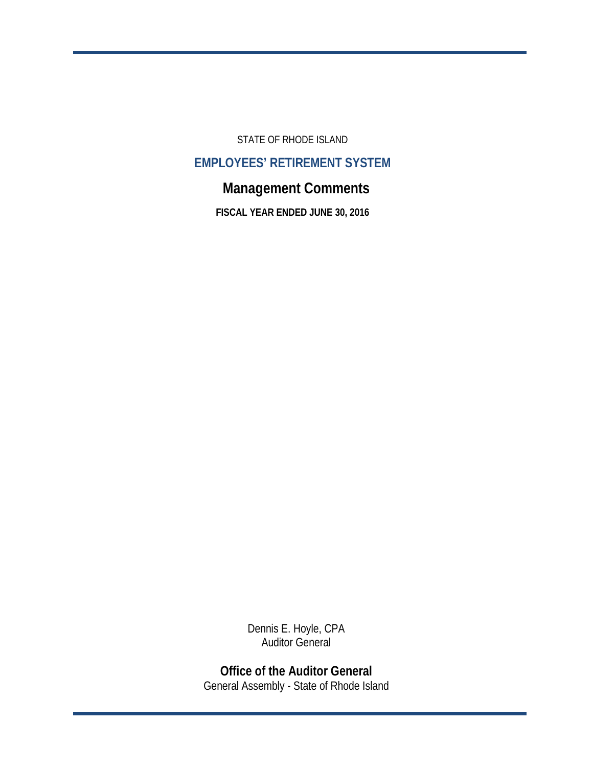STATE OF RHODE ISLAND

## EMPLOYEES' RETIREMENT SYSTEM

# Management Comments

**FISCAL YEAR ENDED JUNE 30, 2016**

Dennis E. Hoyle, CPA
Auditor General

**Office of the Auditor General**
General Assembly - State of Rhode Island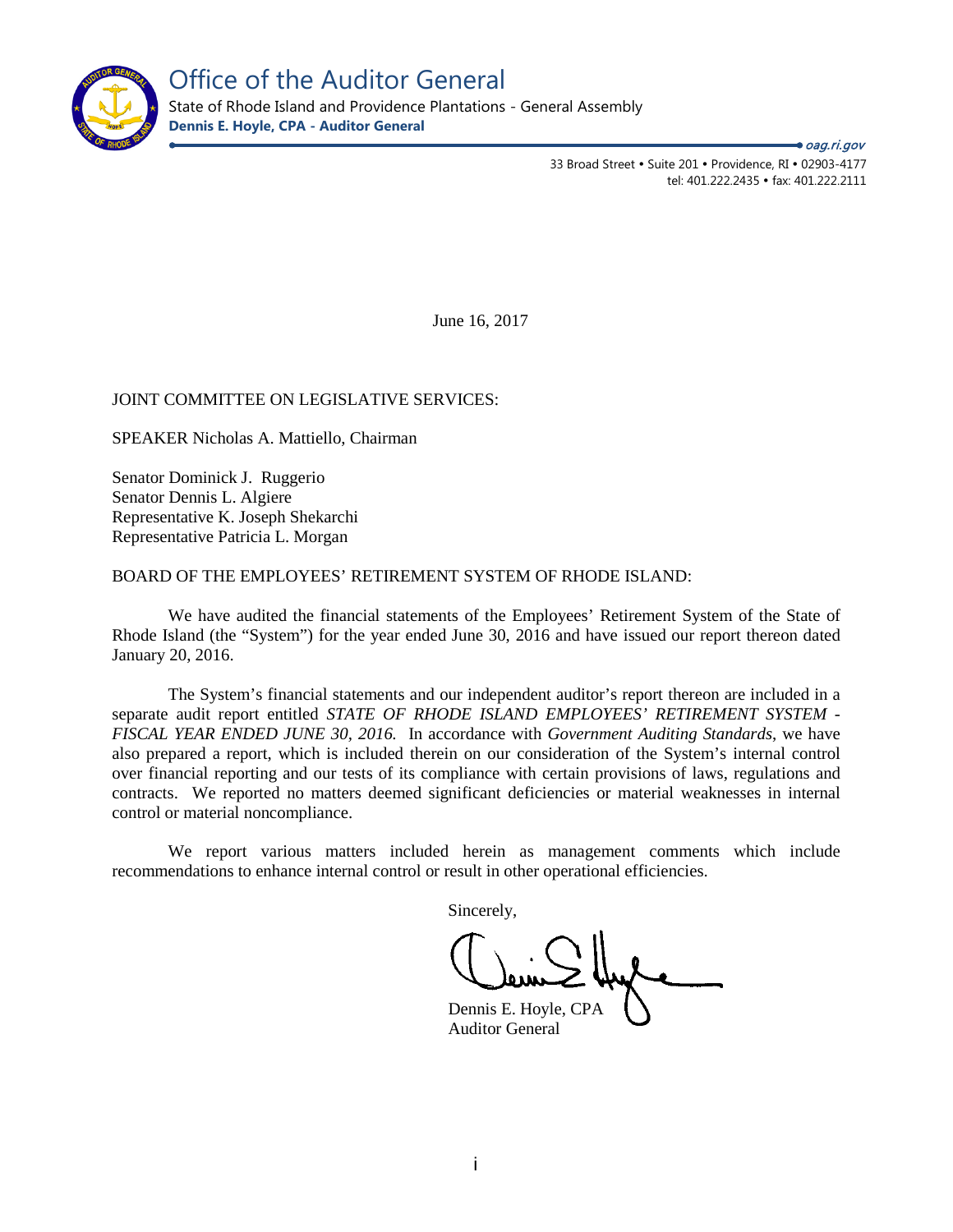# Office of the Auditor General

State of Rhode Island and Providence Plantations - General Assembly

**Dennis E. Hoyle, CPA - Auditor General**

***oag.ri.gov***

33 Broad Street • Suite 201 • Providence, RI • 02903-4177
tel: 401.222.2435 • fax: 401.222.2111

June 16, 2017

JOINT COMMITTEE ON LEGISLATIVE SERVICES:

SPEAKER Nicholas A. Mattiello, Chairman

Senator Dominick J. Ruggerio
Senator Dennis L. Algiere
Representative K. Joseph Shekarchi
Representative Patricia L. Morgan

BOARD OF THE EMPLOYEES' RETIREMENT SYSTEM OF RHODE ISLAND:

We have audited the financial statements of the Employees' Retirement System of the State of Rhode Island (the "System") for the year ended June 30, 2016 and have issued our report thereon dated January 20, 2016.

The System's financial statements and our independent auditor's report thereon are included in a separate audit report entitled *STATE OF RHODE ISLAND EMPLOYEES' RETIREMENT SYSTEM - FISCAL YEAR ENDED JUNE 30, 2016.* In accordance with *Government Auditing Standards*, we have also prepared a report, which is included therein on our consideration of the System's internal control over financial reporting and our tests of its compliance with certain provisions of laws, regulations and contracts. We reported no matters deemed significant deficiencies or material weaknesses in internal control or material noncompliance.

We report various matters included herein as management comments which include recommendations to enhance internal control or result in other operational efficiencies.

Sincerely,

Dennis E. Hoyle, CPA
Auditor General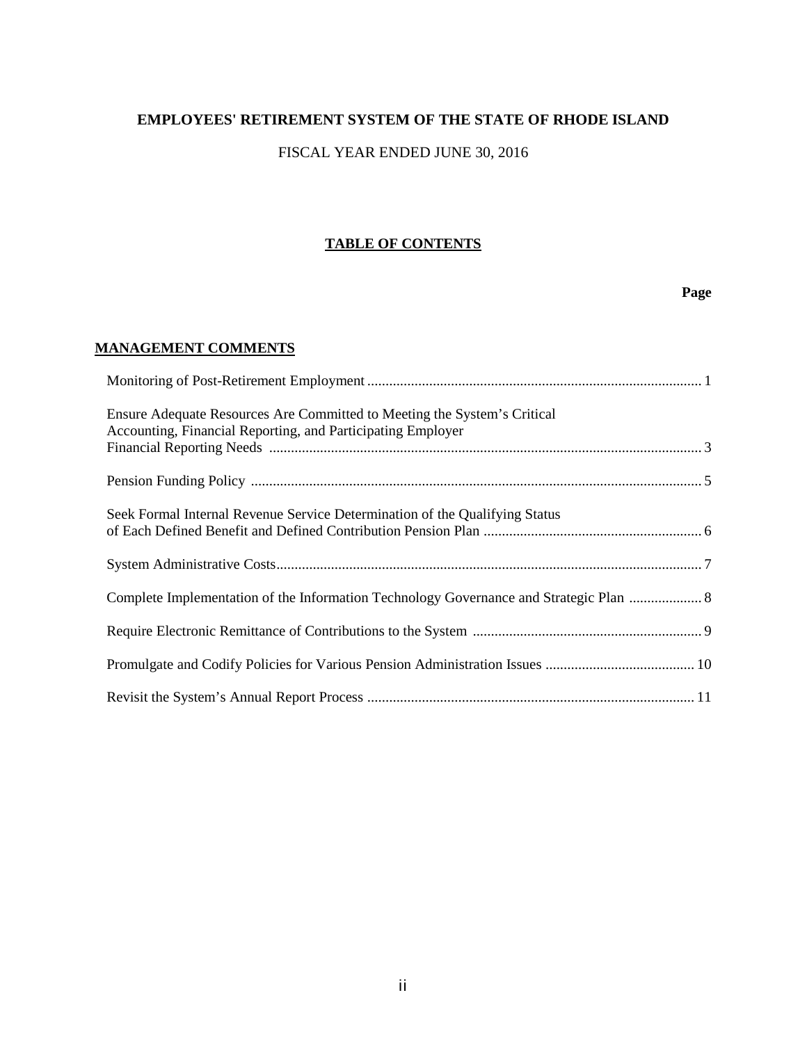**EMPLOYEES' RETIREMENT SYSTEM OF THE STATE OF RHODE ISLAND**

FISCAL YEAR ENDED JUNE 30, 2016

## TABLE OF CONTENTS

| | Page |
|---|---|
| **MANAGEMENT COMMENTS** | |
| Monitoring of Post-Retirement Employment | 1 |
| Ensure Adequate Resources Are Committed to Meeting the System's Critical Accounting, Financial Reporting, and Participating Employer Financial Reporting Needs | 3 |
| Pension Funding Policy | 5 |
| Seek Formal Internal Revenue Service Determination of the Qualifying Status of Each Defined Benefit and Defined Contribution Pension Plan | 6 |
| System Administrative Costs | 7 |
| Complete Implementation of the Information Technology Governance and Strategic Plan | 8 |
| Require Electronic Remittance of Contributions to the System | 9 |
| Promulgate and Codify Policies for Various Pension Administration Issues | 10 |
| Revisit the System's Annual Report Process | 11 |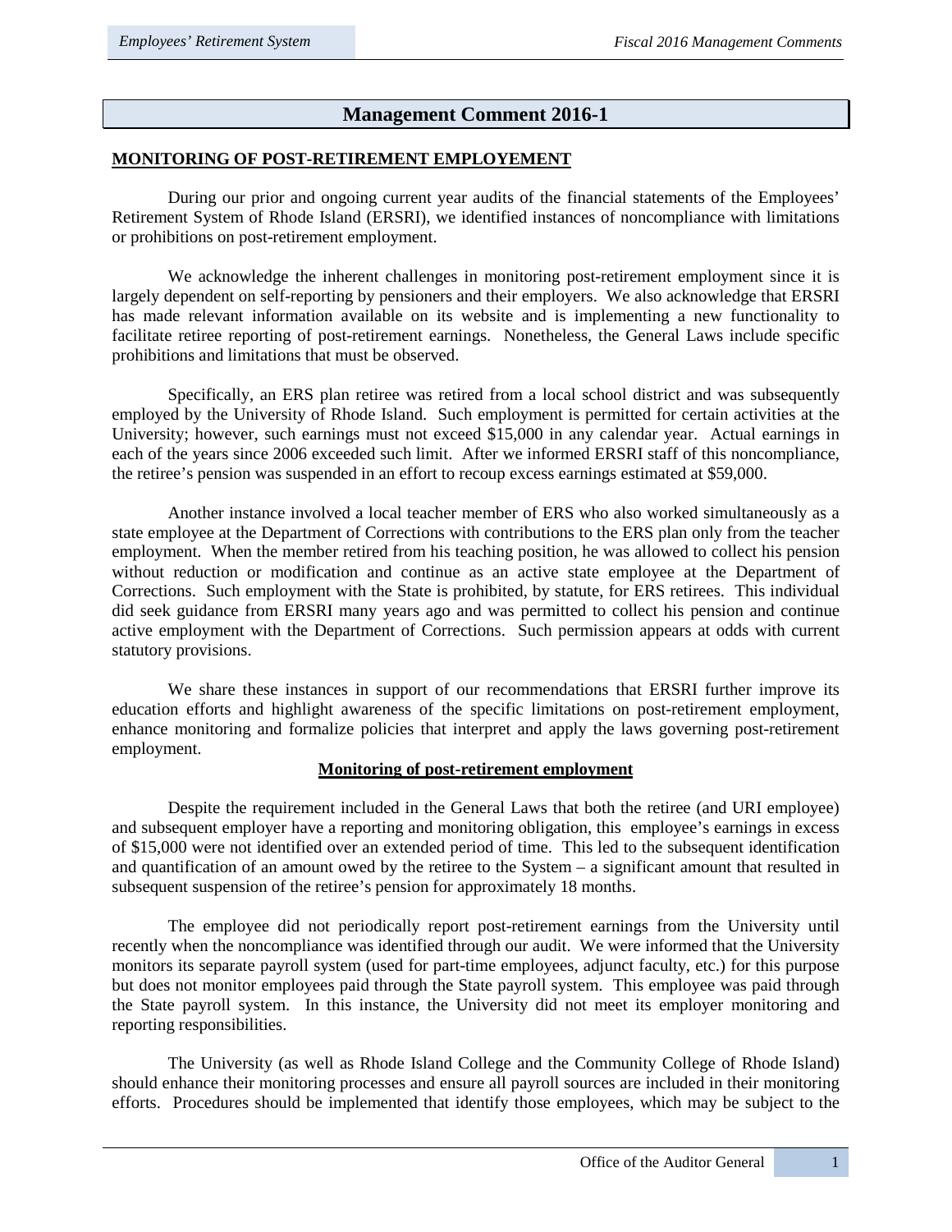## Management Comment 2016-1

**MONITORING OF POST-RETIREMENT EMPLOYEMENT**

During our prior and ongoing current year audits of the financial statements of the Employees' Retirement System of Rhode Island (ERSRI), we identified instances of noncompliance with limitations or prohibitions on post-retirement employment.

We acknowledge the inherent challenges in monitoring post-retirement employment since it is largely dependent on self-reporting by pensioners and their employers. We also acknowledge that ERSRI has made relevant information available on its website and is implementing a new functionality to facilitate retiree reporting of post-retirement earnings. Nonetheless, the General Laws include specific prohibitions and limitations that must be observed.

Specifically, an ERS plan retiree was retired from a local school district and was subsequently employed by the University of Rhode Island. Such employment is permitted for certain activities at the University; however, such earnings must not exceed $15,000 in any calendar year. Actual earnings in each of the years since 2006 exceeded such limit. After we informed ERSRI staff of this noncompliance, the retiree's pension was suspended in an effort to recoup excess earnings estimated at $59,000.

Another instance involved a local teacher member of ERS who also worked simultaneously as a state employee at the Department of Corrections with contributions to the ERS plan only from the teacher employment. When the member retired from his teaching position, he was allowed to collect his pension without reduction or modification and continue as an active state employee at the Department of Corrections. Such employment with the State is prohibited, by statute, for ERS retirees. This individual did seek guidance from ERSRI many years ago and was permitted to collect his pension and continue active employment with the Department of Corrections. Such permission appears at odds with current statutory provisions.

We share these instances in support of our recommendations that ERSRI further improve its education efforts and highlight awareness of the specific limitations on post-retirement employment, enhance monitoring and formalize policies that interpret and apply the laws governing post-retirement employment.

**Monitoring of post-retirement employment**

Despite the requirement included in the General Laws that both the retiree (and URI employee) and subsequent employer have a reporting and monitoring obligation, this employee's earnings in excess of $15,000 were not identified over an extended period of time. This led to the subsequent identification and quantification of an amount owed by the retiree to the System – a significant amount that resulted in subsequent suspension of the retiree's pension for approximately 18 months.

The employee did not periodically report post-retirement earnings from the University until recently when the noncompliance was identified through our audit. We were informed that the University monitors its separate payroll system (used for part-time employees, adjunct faculty, etc.) for this purpose but does not monitor employees paid through the State payroll system. This employee was paid through the State payroll system. In this instance, the University did not meet its employer monitoring and reporting responsibilities.

The University (as well as Rhode Island College and the Community College of Rhode Island) should enhance their monitoring processes and ensure all payroll sources are included in their monitoring efforts. Procedures should be implemented that identify those employees, which may be subject to the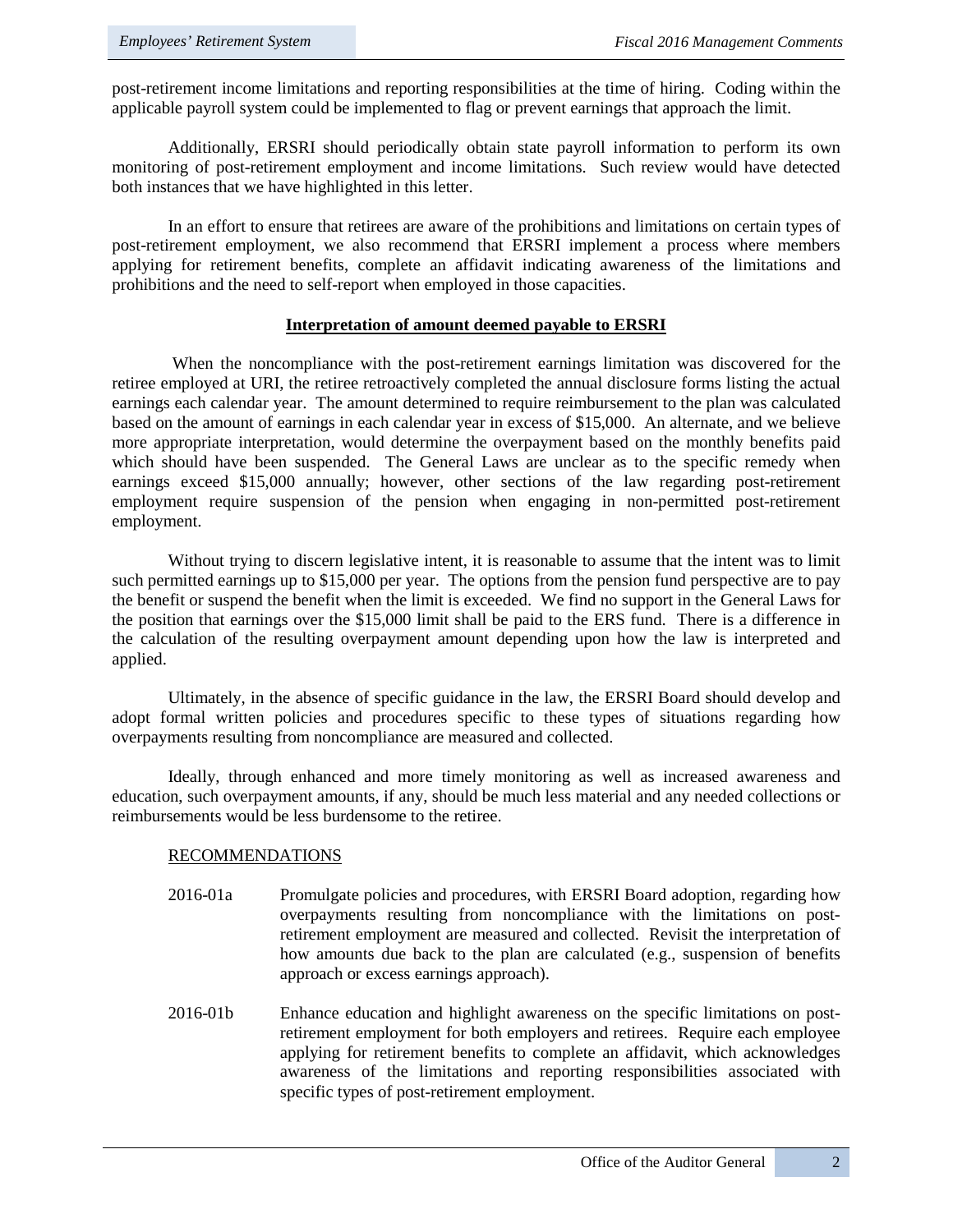post-retirement income limitations and reporting responsibilities at the time of hiring. Coding within the applicable payroll system could be implemented to flag or prevent earnings that approach the limit.

Additionally, ERSRI should periodically obtain state payroll information to perform its own monitoring of post-retirement employment and income limitations. Such review would have detected both instances that we have highlighted in this letter.

In an effort to ensure that retirees are aware of the prohibitions and limitations on certain types of post-retirement employment, we also recommend that ERSRI implement a process where members applying for retirement benefits, complete an affidavit indicating awareness of the limitations and prohibitions and the need to self-report when employed in those capacities.

### Interpretation of amount deemed payable to ERSRI

When the noncompliance with the post-retirement earnings limitation was discovered for the retiree employed at URI, the retiree retroactively completed the annual disclosure forms listing the actual earnings each calendar year. The amount determined to require reimbursement to the plan was calculated based on the amount of earnings in each calendar year in excess of $15,000. An alternate, and we believe more appropriate interpretation, would determine the overpayment based on the monthly benefits paid which should have been suspended. The General Laws are unclear as to the specific remedy when earnings exceed $15,000 annually; however, other sections of the law regarding post-retirement employment require suspension of the pension when engaging in non-permitted post-retirement employment.

Without trying to discern legislative intent, it is reasonable to assume that the intent was to limit such permitted earnings up to $15,000 per year. The options from the pension fund perspective are to pay the benefit or suspend the benefit when the limit is exceeded. We find no support in the General Laws for the position that earnings over the $15,000 limit shall be paid to the ERS fund. There is a difference in the calculation of the resulting overpayment amount depending upon how the law is interpreted and applied.

Ultimately, in the absence of specific guidance in the law, the ERSRI Board should develop and adopt formal written policies and procedures specific to these types of situations regarding how overpayments resulting from noncompliance are measured and collected.

Ideally, through enhanced and more timely monitoring as well as increased awareness and education, such overpayment amounts, if any, should be much less material and any needed collections or reimbursements would be less burdensome to the retiree.

RECOMMENDATIONS

2016-01a Promulgate policies and procedures, with ERSRI Board adoption, regarding how overpayments resulting from noncompliance with the limitations on post-retirement employment are measured and collected. Revisit the interpretation of how amounts due back to the plan are calculated (e.g., suspension of benefits approach or excess earnings approach).

2016-01b Enhance education and highlight awareness on the specific limitations on post-retirement employment for both employers and retirees. Require each employee applying for retirement benefits to complete an affidavit, which acknowledges awareness of the limitations and reporting responsibilities associated with specific types of post-retirement employment.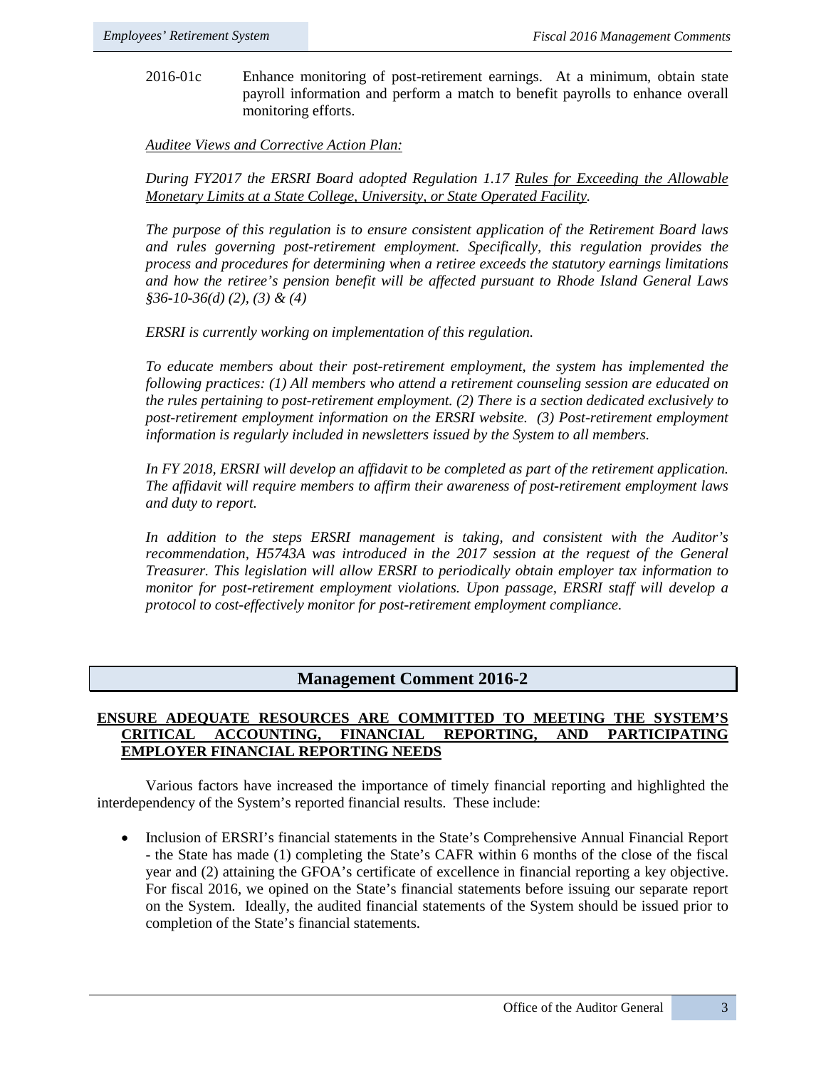2016-01c Enhance monitoring of post-retirement earnings. At a minimum, obtain state payroll information and perform a match to benefit payrolls to enhance overall monitoring efforts.

*Auditee Views and Corrective Action Plan:*

*During FY2017 the ERSRI Board adopted Regulation 1.17 Rules for Exceeding the Allowable Monetary Limits at a State College, University, or State Operated Facility.*

*The purpose of this regulation is to ensure consistent application of the Retirement Board laws and rules governing post-retirement employment. Specifically, this regulation provides the process and procedures for determining when a retiree exceeds the statutory earnings limitations and how the retiree's pension benefit will be affected pursuant to Rhode Island General Laws §36-10-36(d) (2), (3) & (4)*

*ERSRI is currently working on implementation of this regulation.*

*To educate members about their post-retirement employment, the system has implemented the following practices: (1) All members who attend a retirement counseling session are educated on the rules pertaining to post-retirement employment. (2) There is a section dedicated exclusively to post-retirement employment information on the ERSRI website. (3) Post-retirement employment information is regularly included in newsletters issued by the System to all members.*

*In FY 2018, ERSRI will develop an affidavit to be completed as part of the retirement application. The affidavit will require members to affirm their awareness of post-retirement employment laws and duty to report.*

*In addition to the steps ERSRI management is taking, and consistent with the Auditor's recommendation, H5743A was introduced in the 2017 session at the request of the General Treasurer. This legislation will allow ERSRI to periodically obtain employer tax information to monitor for post-retirement employment violations. Upon passage, ERSRI staff will develop a protocol to cost-effectively monitor for post-retirement employment compliance.*

## Management Comment 2016-2

**ENSURE ADEQUATE RESOURCES ARE COMMITTED TO MEETING THE SYSTEM'S CRITICAL ACCOUNTING, FINANCIAL REPORTING, AND PARTICIPATING EMPLOYER FINANCIAL REPORTING NEEDS**

Various factors have increased the importance of timely financial reporting and highlighted the interdependency of the System's reported financial results. These include:

- Inclusion of ERSRI's financial statements in the State's Comprehensive Annual Financial Report - the State has made (1) completing the State's CAFR within 6 months of the close of the fiscal year and (2) attaining the GFOA's certificate of excellence in financial reporting a key objective. For fiscal 2016, we opined on the State's financial statements before issuing our separate report on the System. Ideally, the audited financial statements of the System should be issued prior to completion of the State's financial statements.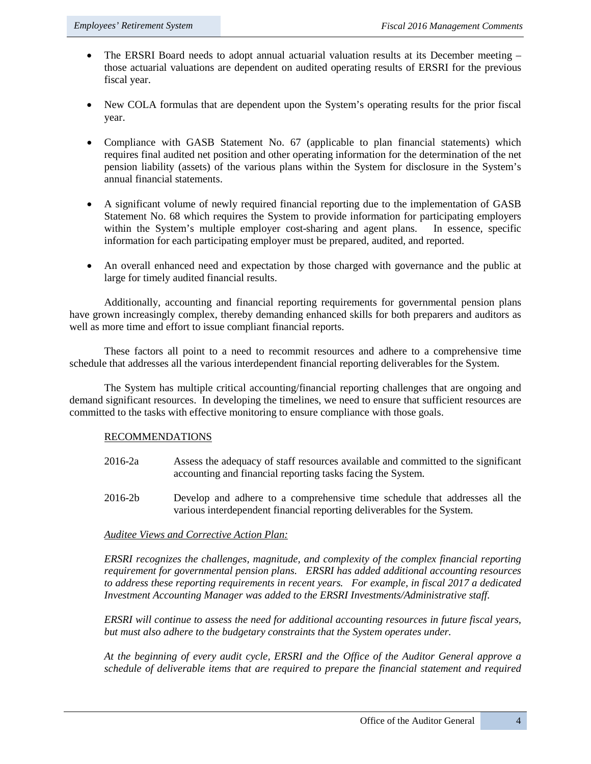- The ERSRI Board needs to adopt annual actuarial valuation results at its December meeting – those actuarial valuations are dependent on audited operating results of ERSRI for the previous fiscal year.

- New COLA formulas that are dependent upon the System's operating results for the prior fiscal year.

- Compliance with GASB Statement No. 67 (applicable to plan financial statements) which requires final audited net position and other operating information for the determination of the net pension liability (assets) of the various plans within the System for disclosure in the System's annual financial statements.

- A significant volume of newly required financial reporting due to the implementation of GASB Statement No. 68 which requires the System to provide information for participating employers within the System's multiple employer cost-sharing and agent plans. In essence, specific information for each participating employer must be prepared, audited, and reported.

- An overall enhanced need and expectation by those charged with governance and the public at large for timely audited financial results.

Additionally, accounting and financial reporting requirements for governmental pension plans have grown increasingly complex, thereby demanding enhanced skills for both preparers and auditors as well as more time and effort to issue compliant financial reports.

These factors all point to a need to recommit resources and adhere to a comprehensive time schedule that addresses all the various interdependent financial reporting deliverables for the System.

The System has multiple critical accounting/financial reporting challenges that are ongoing and demand significant resources. In developing the timelines, we need to ensure that sufficient resources are committed to the tasks with effective monitoring to ensure compliance with those goals.

<u>RECOMMENDATIONS</u>

2016-2a Assess the adequacy of staff resources available and committed to the significant accounting and financial reporting tasks facing the System.

2016-2b Develop and adhere to a comprehensive time schedule that addresses all the various interdependent financial reporting deliverables for the System.

<u>*Auditee Views and Corrective Action Plan:*</u>

*ERSRI recognizes the challenges, magnitude, and complexity of the complex financial reporting requirement for governmental pension plans. ERSRI has added additional accounting resources to address these reporting requirements in recent years. For example, in fiscal 2017 a dedicated Investment Accounting Manager was added to the ERSRI Investments/Administrative staff.*

*ERSRI will continue to assess the need for additional accounting resources in future fiscal years, but must also adhere to the budgetary constraints that the System operates under.*

*At the beginning of every audit cycle, ERSRI and the Office of the Auditor General approve a schedule of deliverable items that are required to prepare the financial statement and required*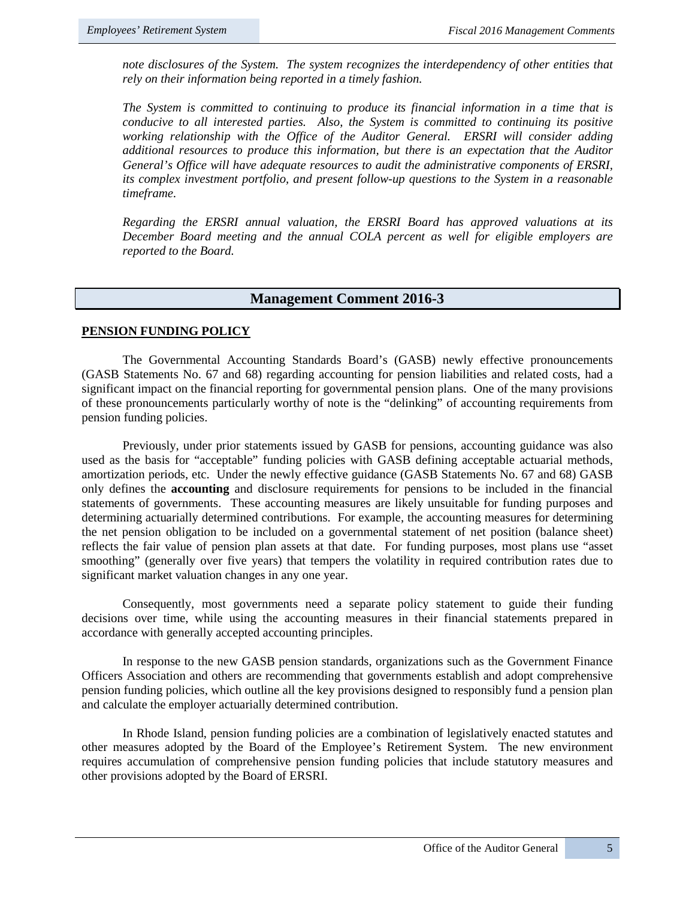*note disclosures of the System. The system recognizes the interdependency of other entities that rely on their information being reported in a timely fashion.*

*The System is committed to continuing to produce its financial information in a time that is conducive to all interested parties. Also, the System is committed to continuing its positive working relationship with the Office of the Auditor General. ERSRI will consider adding additional resources to produce this information, but there is an expectation that the Auditor General's Office will have adequate resources to audit the administrative components of ERSRI, its complex investment portfolio, and present follow-up questions to the System in a reasonable timeframe.*

*Regarding the ERSRI annual valuation, the ERSRI Board has approved valuations at its December Board meeting and the annual COLA percent as well for eligible employers are reported to the Board.*

## Management Comment 2016-3

**PENSION FUNDING POLICY**

The Governmental Accounting Standards Board's (GASB) newly effective pronouncements (GASB Statements No. 67 and 68) regarding accounting for pension liabilities and related costs, had a significant impact on the financial reporting for governmental pension plans. One of the many provisions of these pronouncements particularly worthy of note is the "delinking" of accounting requirements from pension funding policies.

Previously, under prior statements issued by GASB for pensions, accounting guidance was also used as the basis for "acceptable" funding policies with GASB defining acceptable actuarial methods, amortization periods, etc. Under the newly effective guidance (GASB Statements No. 67 and 68) GASB only defines the **accounting** and disclosure requirements for pensions to be included in the financial statements of governments. These accounting measures are likely unsuitable for funding purposes and determining actuarially determined contributions. For example, the accounting measures for determining the net pension obligation to be included on a governmental statement of net position (balance sheet) reflects the fair value of pension plan assets at that date. For funding purposes, most plans use "asset smoothing" (generally over five years) that tempers the volatility in required contribution rates due to significant market valuation changes in any one year.

Consequently, most governments need a separate policy statement to guide their funding decisions over time, while using the accounting measures in their financial statements prepared in accordance with generally accepted accounting principles.

In response to the new GASB pension standards, organizations such as the Government Finance Officers Association and others are recommending that governments establish and adopt comprehensive pension funding policies, which outline all the key provisions designed to responsibly fund a pension plan and calculate the employer actuarially determined contribution.

In Rhode Island, pension funding policies are a combination of legislatively enacted statutes and other measures adopted by the Board of the Employee's Retirement System. The new environment requires accumulation of comprehensive pension funding policies that include statutory measures and other provisions adopted by the Board of ERSRI.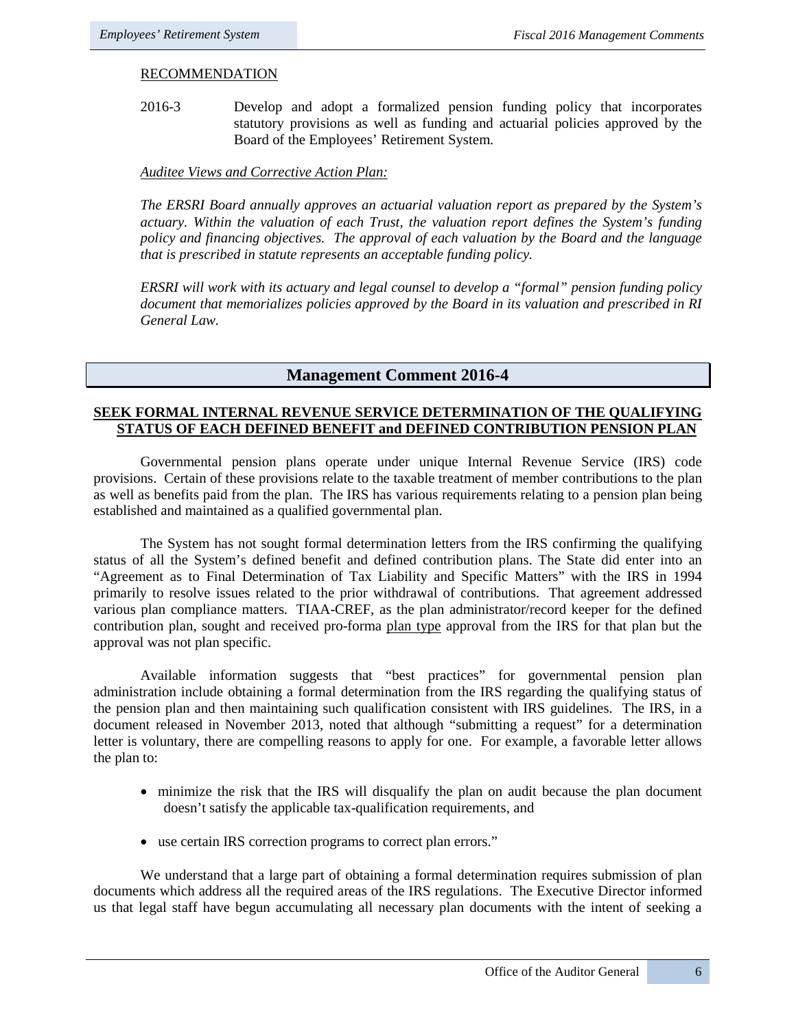RECOMMENDATION

2016-3 Develop and adopt a formalized pension funding policy that incorporates statutory provisions as well as funding and actuarial policies approved by the Board of the Employees' Retirement System.

*Auditee Views and Corrective Action Plan:*

*The ERSRI Board annually approves an actuarial valuation report as prepared by the System's actuary. Within the valuation of each Trust, the valuation report defines the System's funding policy and financing objectives. The approval of each valuation by the Board and the language that is prescribed in statute represents an acceptable funding policy.*

*ERSRI will work with its actuary and legal counsel to develop a "formal" pension funding policy document that memorializes policies approved by the Board in its valuation and prescribed in RI General Law.*

## Management Comment 2016-4

### SEEK FORMAL INTERNAL REVENUE SERVICE DETERMINATION OF THE QUALIFYING STATUS OF EACH DEFINED BENEFIT and DEFINED CONTRIBUTION PENSION PLAN

Governmental pension plans operate under unique Internal Revenue Service (IRS) code provisions. Certain of these provisions relate to the taxable treatment of member contributions to the plan as well as benefits paid from the plan. The IRS has various requirements relating to a pension plan being established and maintained as a qualified governmental plan.

The System has not sought formal determination letters from the IRS confirming the qualifying status of all the System's defined benefit and defined contribution plans. The State did enter into an "Agreement as to Final Determination of Tax Liability and Specific Matters" with the IRS in 1994 primarily to resolve issues related to the prior withdrawal of contributions. That agreement addressed various plan compliance matters. TIAA-CREF, as the plan administrator/record keeper for the defined contribution plan, sought and received pro-forma plan type approval from the IRS for that plan but the approval was not plan specific.

Available information suggests that "best practices" for governmental pension plan administration include obtaining a formal determination from the IRS regarding the qualifying status of the pension plan and then maintaining such qualification consistent with IRS guidelines. The IRS, in a document released in November 2013, noted that although "submitting a request" for a determination letter is voluntary, there are compelling reasons to apply for one. For example, a favorable letter allows the plan to:

- minimize the risk that the IRS will disqualify the plan on audit because the plan document doesn't satisfy the applicable tax-qualification requirements, and
- use certain IRS correction programs to correct plan errors."

We understand that a large part of obtaining a formal determination requires submission of plan documents which address all the required areas of the IRS regulations. The Executive Director informed us that legal staff have begun accumulating all necessary plan documents with the intent of seeking a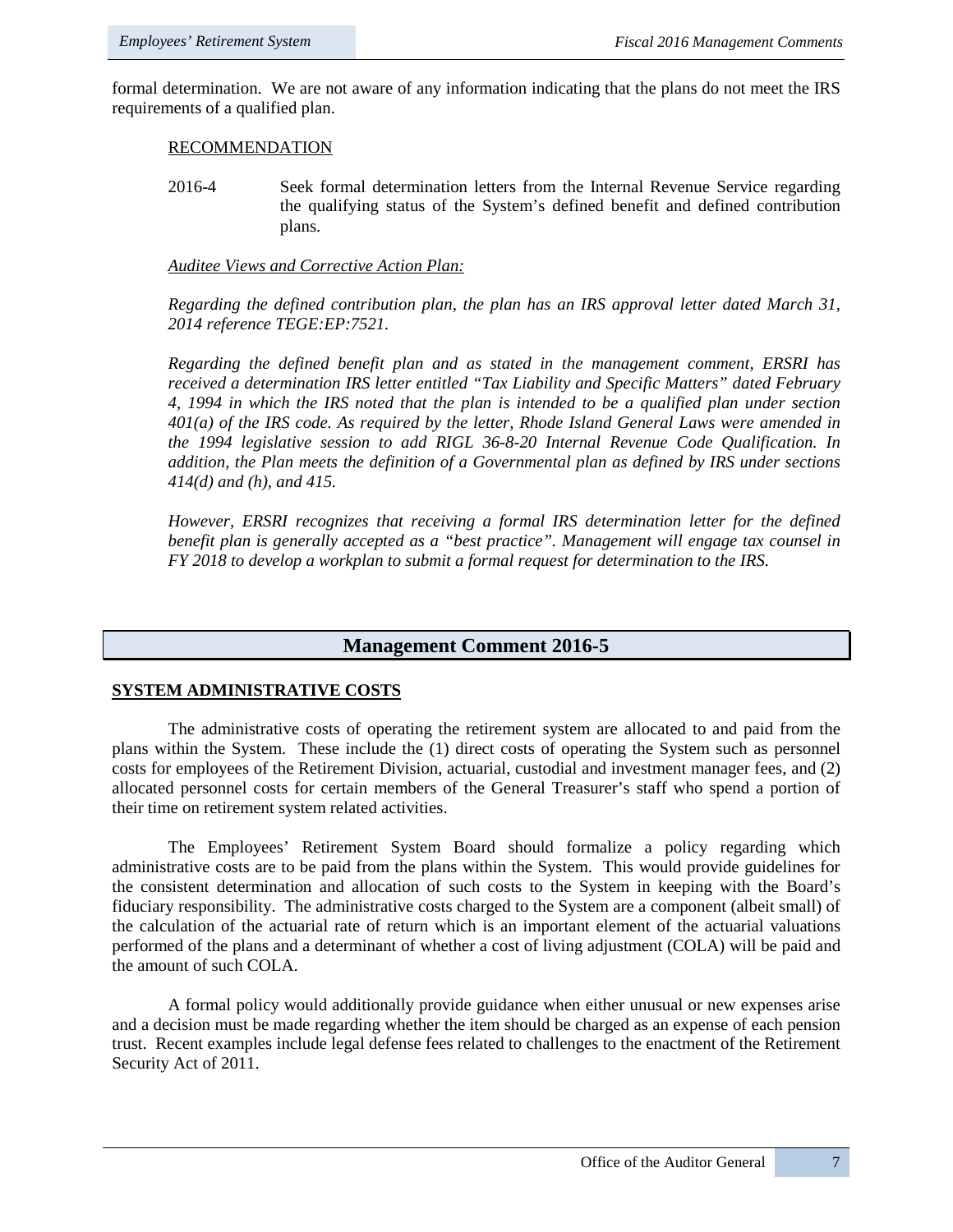formal determination. We are not aware of any information indicating that the plans do not meet the IRS requirements of a qualified plan.

RECOMMENDATION

2016-4 Seek formal determination letters from the Internal Revenue Service regarding the qualifying status of the System's defined benefit and defined contribution plans.

*Auditee Views and Corrective Action Plan:*

*Regarding the defined contribution plan, the plan has an IRS approval letter dated March 31, 2014 reference TEGE:EP:7521.*

*Regarding the defined benefit plan and as stated in the management comment, ERSRI has received a determination IRS letter entitled "Tax Liability and Specific Matters" dated February 4, 1994 in which the IRS noted that the plan is intended to be a qualified plan under section 401(a) of the IRS code. As required by the letter, Rhode Island General Laws were amended in the 1994 legislative session to add RIGL 36-8-20 Internal Revenue Code Qualification. In addition, the Plan meets the definition of a Governmental plan as defined by IRS under sections 414(d) and (h), and 415.*

*However, ERSRI recognizes that receiving a formal IRS determination letter for the defined benefit plan is generally accepted as a "best practice". Management will engage tax counsel in FY 2018 to develop a workplan to submit a formal request for determination to the IRS.*

## Management Comment 2016-5

**SYSTEM ADMINISTRATIVE COSTS**

The administrative costs of operating the retirement system are allocated to and paid from the plans within the System. These include the (1) direct costs of operating the System such as personnel costs for employees of the Retirement Division, actuarial, custodial and investment manager fees, and (2) allocated personnel costs for certain members of the General Treasurer's staff who spend a portion of their time on retirement system related activities.

The Employees' Retirement System Board should formalize a policy regarding which administrative costs are to be paid from the plans within the System. This would provide guidelines for the consistent determination and allocation of such costs to the System in keeping with the Board's fiduciary responsibility. The administrative costs charged to the System are a component (albeit small) of the calculation of the actuarial rate of return which is an important element of the actuarial valuations performed of the plans and a determinant of whether a cost of living adjustment (COLA) will be paid and the amount of such COLA.

A formal policy would additionally provide guidance when either unusual or new expenses arise and a decision must be made regarding whether the item should be charged as an expense of each pension trust. Recent examples include legal defense fees related to challenges to the enactment of the Retirement Security Act of 2011.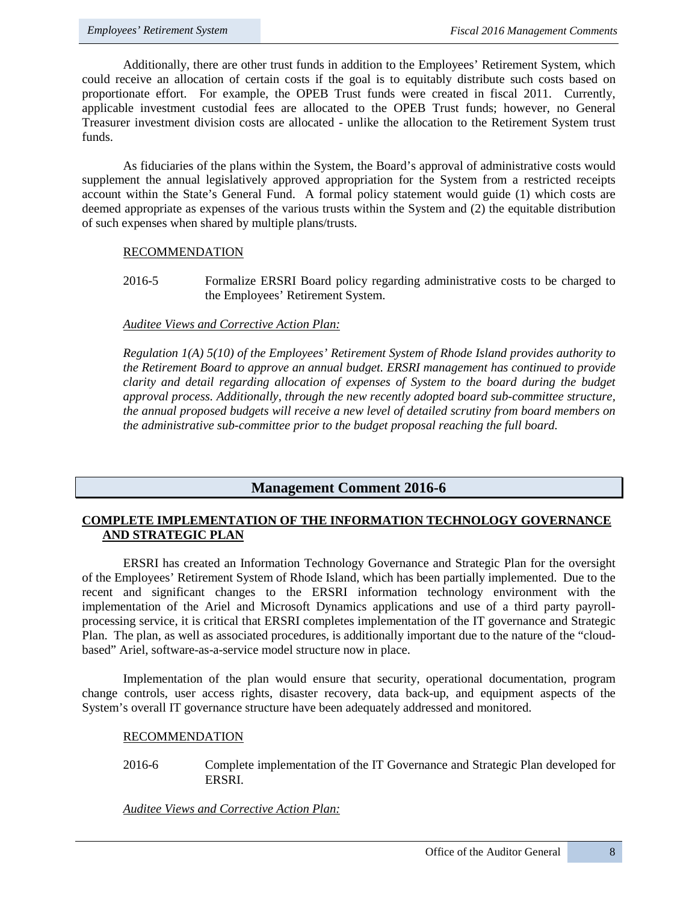Additionally, there are other trust funds in addition to the Employees' Retirement System, which could receive an allocation of certain costs if the goal is to equitably distribute such costs based on proportionate effort. For example, the OPEB Trust funds were created in fiscal 2011. Currently, applicable investment custodial fees are allocated to the OPEB Trust funds; however, no General Treasurer investment division costs are allocated - unlike the allocation to the Retirement System trust funds.

As fiduciaries of the plans within the System, the Board's approval of administrative costs would supplement the annual legislatively approved appropriation for the System from a restricted receipts account within the State's General Fund. A formal policy statement would guide (1) which costs are deemed appropriate as expenses of the various trusts within the System and (2) the equitable distribution of such expenses when shared by multiple plans/trusts.

RECOMMENDATION

2016-5 Formalize ERSRI Board policy regarding administrative costs to be charged to the Employees' Retirement System.

*Auditee Views and Corrective Action Plan:*

*Regulation 1(A) 5(10) of the Employees' Retirement System of Rhode Island provides authority to the Retirement Board to approve an annual budget. ERSRI management has continued to provide clarity and detail regarding allocation of expenses of System to the board during the budget approval process. Additionally, through the new recently adopted board sub-committee structure, the annual proposed budgets will receive a new level of detailed scrutiny from board members on the administrative sub-committee prior to the budget proposal reaching the full board.*

## Management Comment 2016-6

### COMPLETE IMPLEMENTATION OF THE INFORMATION TECHNOLOGY GOVERNANCE AND STRATEGIC PLAN

ERSRI has created an Information Technology Governance and Strategic Plan for the oversight of the Employees' Retirement System of Rhode Island, which has been partially implemented. Due to the recent and significant changes to the ERSRI information technology environment with the implementation of the Ariel and Microsoft Dynamics applications and use of a third party payroll-processing service, it is critical that ERSRI completes implementation of the IT governance and Strategic Plan. The plan, as well as associated procedures, is additionally important due to the nature of the "cloud-based" Ariel, software-as-a-service model structure now in place.

Implementation of the plan would ensure that security, operational documentation, program change controls, user access rights, disaster recovery, data back-up, and equipment aspects of the System's overall IT governance structure have been adequately addressed and monitored.

RECOMMENDATION

2016-6 Complete implementation of the IT Governance and Strategic Plan developed for ERSRI.

*Auditee Views and Corrective Action Plan:*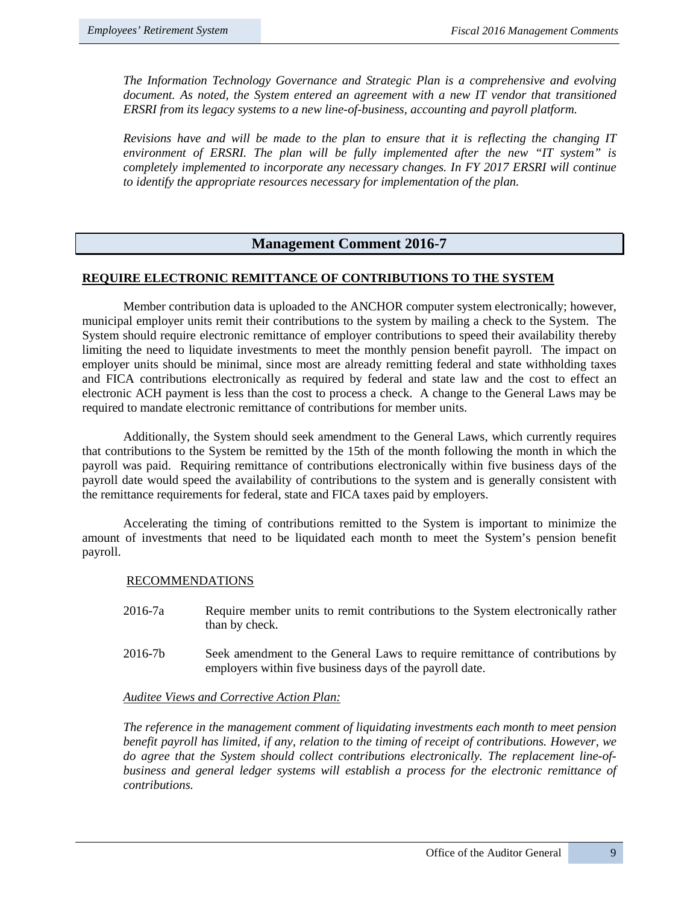*The Information Technology Governance and Strategic Plan is a comprehensive and evolving document. As noted, the System entered an agreement with a new IT vendor that transitioned ERSRI from its legacy systems to a new line-of-business, accounting and payroll platform.*

*Revisions have and will be made to the plan to ensure that it is reflecting the changing IT environment of ERSRI. The plan will be fully implemented after the new "IT system" is completely implemented to incorporate any necessary changes. In FY 2017 ERSRI will continue to identify the appropriate resources necessary for implementation of the plan.*

## Management Comment 2016-7

**REQUIRE ELECTRONIC REMITTANCE OF CONTRIBUTIONS TO THE SYSTEM**

Member contribution data is uploaded to the ANCHOR computer system electronically; however, municipal employer units remit their contributions to the system by mailing a check to the System. The System should require electronic remittance of employer contributions to speed their availability thereby limiting the need to liquidate investments to meet the monthly pension benefit payroll. The impact on employer units should be minimal, since most are already remitting federal and state withholding taxes and FICA contributions electronically as required by federal and state law and the cost to effect an electronic ACH payment is less than the cost to process a check. A change to the General Laws may be required to mandate electronic remittance of contributions for member units.

Additionally, the System should seek amendment to the General Laws, which currently requires that contributions to the System be remitted by the 15th of the month following the month in which the payroll was paid. Requiring remittance of contributions electronically within five business days of the payroll date would speed the availability of contributions to the system and is generally consistent with the remittance requirements for federal, state and FICA taxes paid by employers.

Accelerating the timing of contributions remitted to the System is important to minimize the amount of investments that need to be liquidated each month to meet the System's pension benefit payroll.

RECOMMENDATIONS

2016-7a Require member units to remit contributions to the System electronically rather than by check.

2016-7b Seek amendment to the General Laws to require remittance of contributions by employers within five business days of the payroll date.

*Auditee Views and Corrective Action Plan:*

*The reference in the management comment of liquidating investments each month to meet pension benefit payroll has limited, if any, relation to the timing of receipt of contributions. However, we do agree that the System should collect contributions electronically. The replacement line-of-business and general ledger systems will establish a process for the electronic remittance of contributions.*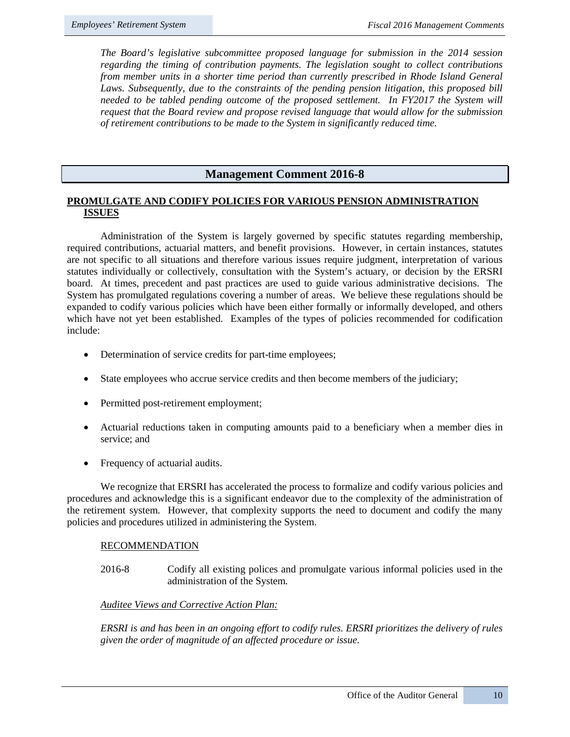*The Board's legislative subcommittee proposed language for submission in the 2014 session regarding the timing of contribution payments. The legislation sought to collect contributions from member units in a shorter time period than currently prescribed in Rhode Island General Laws. Subsequently, due to the constraints of the pending pension litigation, this proposed bill needed to be tabled pending outcome of the proposed settlement. In FY2017 the System will request that the Board review and propose revised language that would allow for the submission of retirement contributions to be made to the System in significantly reduced time.*

## Management Comment 2016-8

### PROMULGATE AND CODIFY POLICIES FOR VARIOUS PENSION ADMINISTRATION ISSUES

Administration of the System is largely governed by specific statutes regarding membership, required contributions, actuarial matters, and benefit provisions. However, in certain instances, statutes are not specific to all situations and therefore various issues require judgment, interpretation of various statutes individually or collectively, consultation with the System's actuary, or decision by the ERSRI board. At times, precedent and past practices are used to guide various administrative decisions. The System has promulgated regulations covering a number of areas. We believe these regulations should be expanded to codify various policies which have been either formally or informally developed, and others which have not yet been established. Examples of the types of policies recommended for codification include:

- Determination of service credits for part-time employees;
- State employees who accrue service credits and then become members of the judiciary;
- Permitted post-retirement employment;
- Actuarial reductions taken in computing amounts paid to a beneficiary when a member dies in service; and
- Frequency of actuarial audits.

We recognize that ERSRI has accelerated the process to formalize and codify various policies and procedures and acknowledge this is a significant endeavor due to the complexity of the administration of the retirement system. However, that complexity supports the need to document and codify the many policies and procedures utilized in administering the System.

RECOMMENDATION

2016-8 Codify all existing polices and promulgate various informal policies used in the administration of the System.

*Auditee Views and Corrective Action Plan:*

*ERSRI is and has been in an ongoing effort to codify rules. ERSRI prioritizes the delivery of rules given the order of magnitude of an affected procedure or issue.*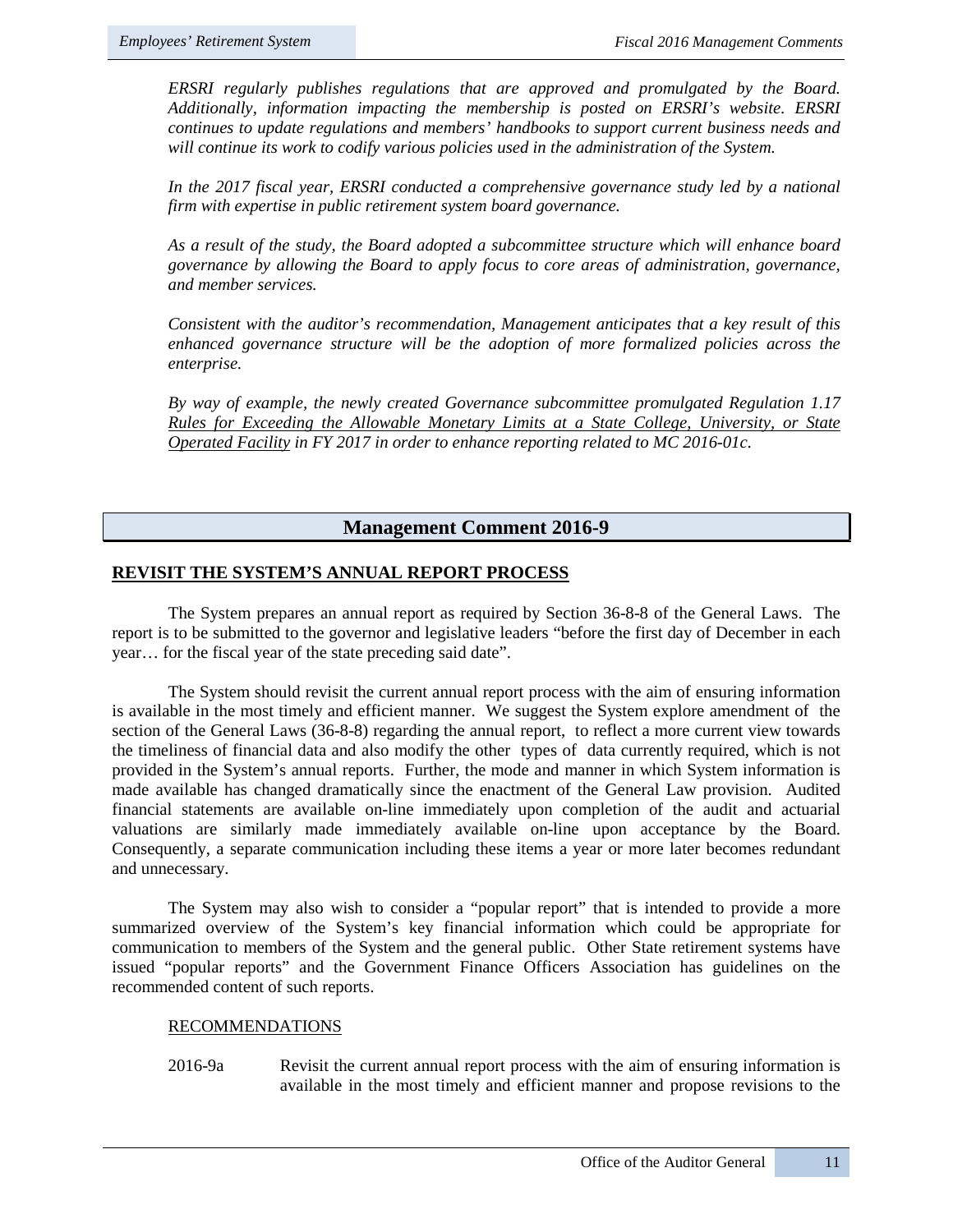*ERSRI regularly publishes regulations that are approved and promulgated by the Board. Additionally, information impacting the membership is posted on ERSRI's website. ERSRI continues to update regulations and members' handbooks to support current business needs and will continue its work to codify various policies used in the administration of the System.*

*In the 2017 fiscal year, ERSRI conducted a comprehensive governance study led by a national firm with expertise in public retirement system board governance.*

*As a result of the study, the Board adopted a subcommittee structure which will enhance board governance by allowing the Board to apply focus to core areas of administration, governance, and member services.*

*Consistent with the auditor's recommendation, Management anticipates that a key result of this enhanced governance structure will be the adoption of more formalized policies across the enterprise.*

*By way of example, the newly created Governance subcommittee promulgated Regulation 1.17 <u>Rules for Exceeding the Allowable Monetary Limits at a State College, University, or State Operated Facility</u> in FY 2017 in order to enhance reporting related to MC 2016-01c.*

## Management Comment 2016-9

### REVISIT THE SYSTEM'S ANNUAL REPORT PROCESS

The System prepares an annual report as required by Section 36-8-8 of the General Laws. The report is to be submitted to the governor and legislative leaders "before the first day of December in each year… for the fiscal year of the state preceding said date".

The System should revisit the current annual report process with the aim of ensuring information is available in the most timely and efficient manner. We suggest the System explore amendment of the section of the General Laws (36-8-8) regarding the annual report, to reflect a more current view towards the timeliness of financial data and also modify the other types of data currently required, which is not provided in the System's annual reports. Further, the mode and manner in which System information is made available has changed dramatically since the enactment of the General Law provision. Audited financial statements are available on-line immediately upon completion of the audit and actuarial valuations are similarly made immediately available on-line upon acceptance by the Board. Consequently, a separate communication including these items a year or more later becomes redundant and unnecessary.

The System may also wish to consider a "popular report" that is intended to provide a more summarized overview of the System's key financial information which could be appropriate for communication to members of the System and the general public. Other State retirement systems have issued "popular reports" and the Government Finance Officers Association has guidelines on the recommended content of such reports.

<u>RECOMMENDATIONS</u>

2016-9a Revisit the current annual report process with the aim of ensuring information is available in the most timely and efficient manner and propose revisions to the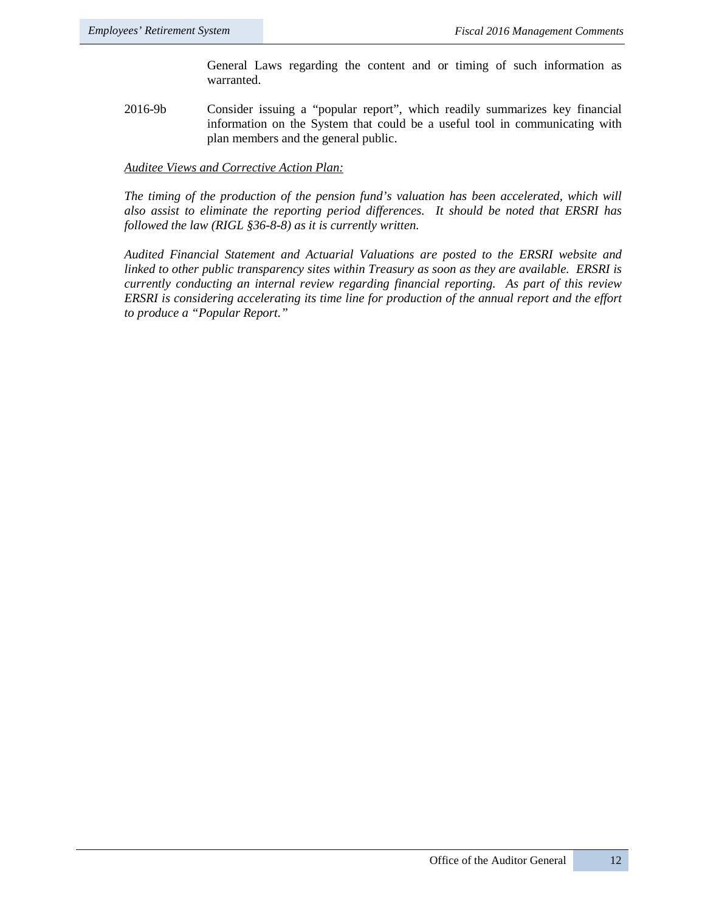General Laws regarding the content and or timing of such information as warranted.

2016-9b Consider issuing a "popular report", which readily summarizes key financial information on the System that could be a useful tool in communicating with plan members and the general public.

*Auditee Views and Corrective Action Plan:*

*The timing of the production of the pension fund's valuation has been accelerated, which will also assist to eliminate the reporting period differences. It should be noted that ERSRI has followed the law (RIGL §36-8-8) as it is currently written.*

*Audited Financial Statement and Actuarial Valuations are posted to the ERSRI website and linked to other public transparency sites within Treasury as soon as they are available. ERSRI is currently conducting an internal review regarding financial reporting. As part of this review ERSRI is considering accelerating its time line for production of the annual report and the effort to produce a "Popular Report."*